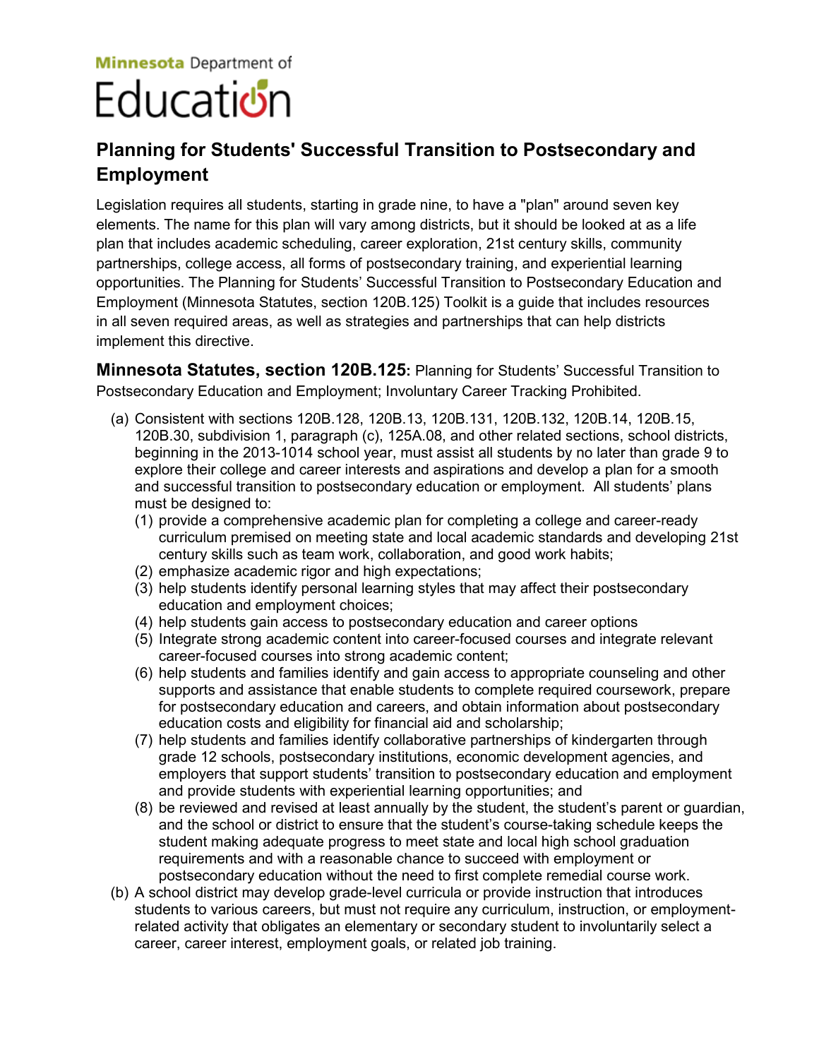Minnesota Department of

# Education

## Planning for Students' Successful Transition to Postsecondary and Employment

Legislation requires all students, starting in grade nine, to have a "plan" around seven key elements. The name for this plan will vary among districts, but it should be looked at as a life plan that includes academic scheduling, career exploration, 21st century skills, community partnerships, college access, all forms of postsecondary training, and experiential learning opportunities. The Planning for Students' Successful Transition to Postsecondary Education and Employment (Minnesota Statutes, section 120B.125) Toolkit is a guide that includes resources in all seven required areas, as well as strategies and partnerships that can help districts implement this directive.

### Minnesota Statutes, section 120B.125: Planning for Students' Successful Transition to Postsecondary Education and Employment; Involuntary Career Tracking Prohibited.

(a) Consistent with sections 120B.128, 120B.13, 120B.131, 120B.132, 120B.14, 120B.15, 120B.30, subdivision 1, paragraph (c), 125A.08, and other related sections, school districts, beginning in the 2013-1014 school year, must assist all students by no later than grade 9 to explore their college and career interests and aspirations and develop a plan for a smooth and successful transition to postsecondary education or employment. All students' plans must be designed to:

(1) provide a comprehensive academic plan for completing a college and career-ready curriculum premised on meeting state and local academic standards and developing 21st century skills such as team work, collaboration, and good work habits;

(2) emphasize academic rigor and high expectations;

(3) help students identify personal learning styles that may affect their postsecondary education and employment choices;

(4) help students gain access to postsecondary education and career options

(5) Integrate strong academic content into career-focused courses and integrate relevant career-focused courses into strong academic content;

(6) help students and families identify and gain access to appropriate counseling and other supports and assistance that enable students to complete required coursework, prepare for postsecondary education and careers, and obtain information about postsecondary education costs and eligibility for financial aid and scholarship;

(7) help students and families identify collaborative partnerships of kindergarten through grade 12 schools, postsecondary institutions, economic development agencies, and employers that support students' transition to postsecondary education and employment and provide students with experiential learning opportunities; and

(8) be reviewed and revised at least annually by the student, the student's parent or guardian, and the school or district to ensure that the student's course-taking schedule keeps the student making adequate progress to meet state and local high school graduation requirements and with a reasonable chance to succeed with employment or postsecondary education without the need to first complete remedial course work.

(b) A school district may develop grade-level curricula or provide instruction that introduces students to various careers, but must not require any curriculum, instruction, or employment-related activity that obligates an elementary or secondary student to involuntarily select a career, career interest, employment goals, or related job training.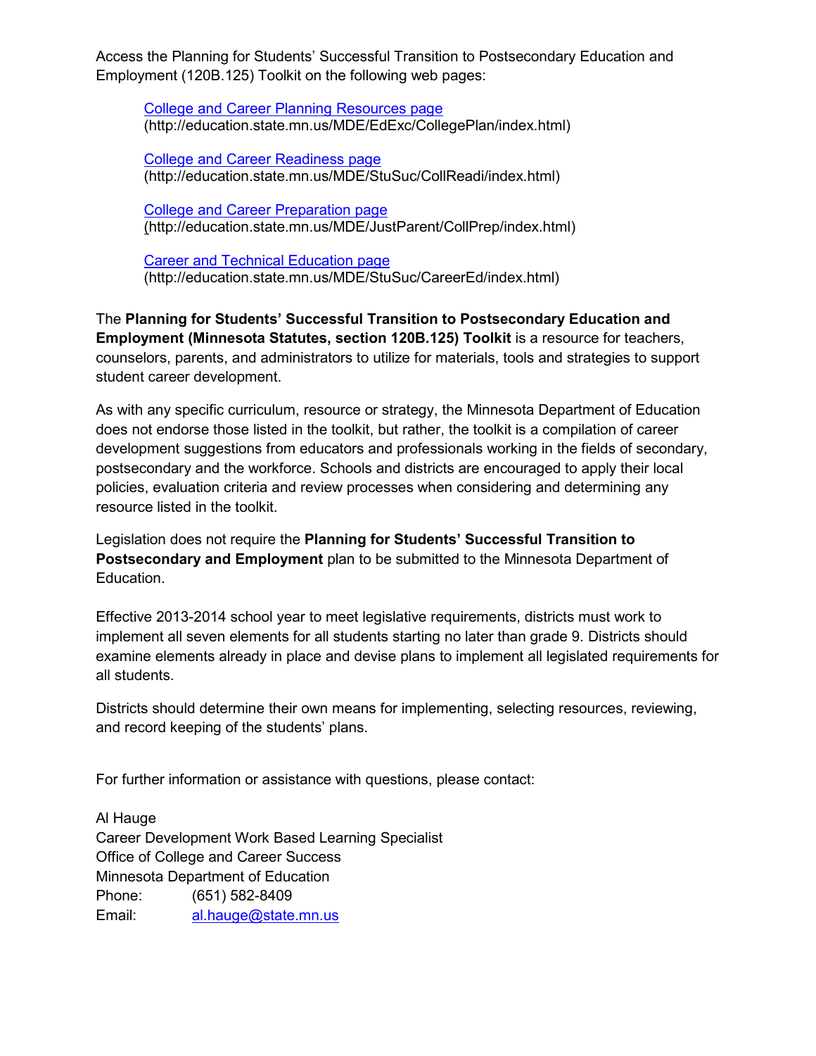Access the Planning for Students' Successful Transition to Postsecondary Education and Employment (120B.125) Toolkit on the following web pages:

> [College and Career Planning Resources page](http://education.state.mn.us/MDE/EdExc/CollegePlan/index.html)
> (http://education.state.mn.us/MDE/EdExc/CollegePlan/index.html)
>
> [College and Career Readiness page](http://education.state.mn.us/MDE/StuSuc/CollReadi/index.html)
> (http://education.state.mn.us/MDE/StuSuc/CollReadi/index.html)
>
> [College and Career Preparation page](http://education.state.mn.us/MDE/JustParent/CollPrep/index.html)
> (http://education.state.mn.us/MDE/JustParent/CollPrep/index.html)
>
> [Career and Technical Education page](http://education.state.mn.us/MDE/StuSuc/CareerEd/index.html)
> (http://education.state.mn.us/MDE/StuSuc/CareerEd/index.html)

The **Planning for Students' Successful Transition to Postsecondary Education and Employment (Minnesota Statutes, section 120B.125) Toolkit** is a resource for teachers, counselors, parents, and administrators to utilize for materials, tools and strategies to support student career development.

As with any specific curriculum, resource or strategy, the Minnesota Department of Education does not endorse those listed in the toolkit, but rather, the toolkit is a compilation of career development suggestions from educators and professionals working in the fields of secondary, postsecondary and the workforce. Schools and districts are encouraged to apply their local policies, evaluation criteria and review processes when considering and determining any resource listed in the toolkit.

Legislation does not require the **Planning for Students' Successful Transition to Postsecondary and Employment** plan to be submitted to the Minnesota Department of Education.

Effective 2013-2014 school year to meet legislative requirements, districts must work to implement all seven elements for all students starting no later than grade 9. Districts should examine elements already in place and devise plans to implement all legislated requirements for all students.

Districts should determine their own means for implementing, selecting resources, reviewing, and record keeping of the students' plans.

For further information or assistance with questions, please contact:

Al Hauge
Career Development Work Based Learning Specialist
Office of College and Career Success
Minnesota Department of Education
Phone: (651) 582-8409
Email: [al.hauge@state.mn.us](mailto:al.hauge@state.mn.us)